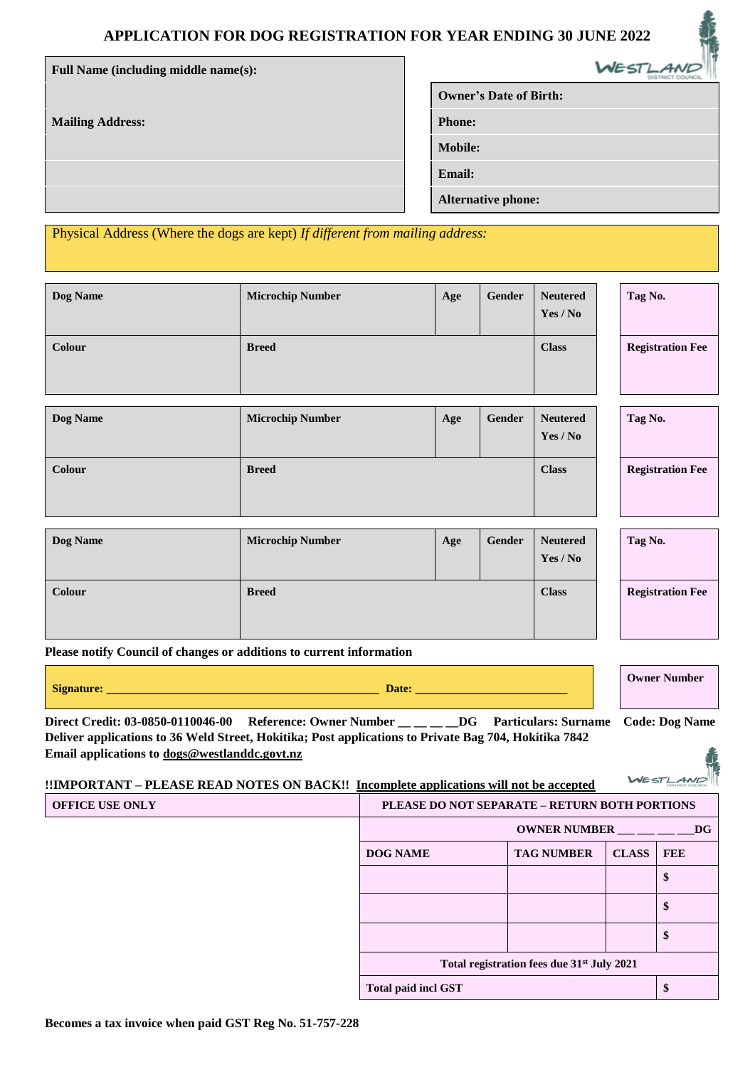# APPLICATION FOR DOG REGISTRATION FOR YEAR ENDING 30 JUNE 2022

| Full Name (including middle name(s): |
|---|
| |
| **Mailing Address:** |
| |
| |
| |

| |
|---|
| **Owner's Date of Birth:** |
| **Phone:** |
| **Mobile:** |
| **Email:** |
| **Alternative phone:** |

Physical Address (Where the dogs are kept) *If different from mailing address:*

| Dog Name | Microchip Number | Age | Gender | Neutered Yes / No | Tag No. |
|---|---|---|---|---|---|
| **Colour** | **Breed** | | | **Class** | **Registration Fee** |

| Dog Name | Microchip Number | Age | Gender | Neutered Yes / No | Tag No. |
|---|---|---|---|---|---|
| **Colour** | **Breed** | | | **Class** | **Registration Fee** |

| Dog Name | Microchip Number | Age | Gender | Neutered Yes / No | Tag No. |
|---|---|---|---|---|---|
| **Colour** | **Breed** | | | **Class** | **Registration Fee** |

**Please notify Council of changes or additions to current information**

**Signature:** ______________________________________________ **Date:** _________________________

**Owner Number**

**Direct Credit: 03-0850-0110046-00 Reference: Owner Number __ __ __ __DG Particulars: Surname Code: Dog Name**
**Deliver applications to 36 Weld Street, Hokitika; Post applications to Private Bag 704, Hokitika 7842**
**Email applications to dogs@westlanddc.govt.nz**

**!!IMPORTANT – PLEASE READ NOTES ON BACK!! Incomplete applications will not be accepted**

**OFFICE USE ONLY**

| PLEASE DO NOT SEPARATE – RETURN BOTH PORTIONS | | | |
|---|---|---|---|
| OWNER NUMBER ___ ___ ___ ___DG | | | |
| **DOG NAME** | **TAG NUMBER** | **CLASS** | **FEE** |
| | | | $ |
| | | | $ |
| | | | $ |
| Total registration fees due 31st July 2021 | | | |
| **Total paid incl GST** | | | $ |

**Becomes a tax invoice when paid GST Reg No. 51-757-228**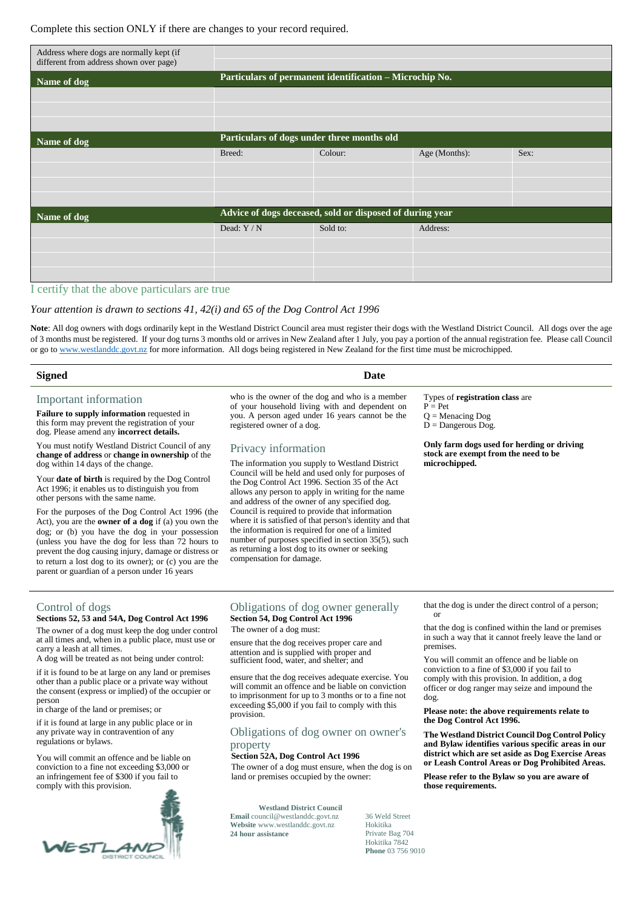Complete this section ONLY if there are changes to your record required.

| Address where dogs are normally kept (if different from address shown over page) | | | | |
|---|---|---|---|---|
| | | | | |
| **Name of dog** | **Particulars of permanent identification – Microchip No.** | | | |
| | | | | |
| | | | | |
| | | | | |
| **Name of dog** | **Particulars of dogs under three months old** | | | |
| | Breed: | Colour: | Age (Months): | Sex: |
| | | | | |
| | | | | |
| | | | | |
| **Name of dog** | **Advice of dogs deceased, sold or disposed of during year** | | | |
| | Dead: Y / N | Sold to: | Address: | |
| | | | | |
| | | | | |
| | | | | |

## I certify that the above particulars are true

*Your attention is drawn to sections 41, 42(i) and 65 of the Dog Control Act 1996*

**Note**: All dog owners with dogs ordinarily kept in the Westland District Council area must register their dogs with the Westland District Council. All dogs over the age of 3 months must be registered. If your dog turns 3 months old or arrives in New Zealand after 1 July, you pay a portion of the annual registration fee. Please call Council or go to www.westlanddc.govt.nz for more information. All dogs being registered in New Zealand for the first time must be microchipped.

**Signed** **Date**

## Important information

**Failure to supply information** requested in this form may prevent the registration of your dog. Please amend any **incorrect details.**

You must notify Westland District Council of any **change of address** or **change in ownership** of the dog within 14 days of the change.

Your **date of birth** is required by the Dog Control Act 1996; it enables us to distinguish you from other persons with the same name.

For the purposes of the Dog Control Act 1996 (the Act), you are the **owner of a dog** if (a) you own the dog; or (b) you have the dog in your possession (unless you have the dog for less than 72 hours to prevent the dog causing injury, damage or distress or to return a lost dog to its owner); or (c) you are the parent or guardian of a person under 16 years who is the owner of the dog and who is a member of your household living with and dependent on you. A person aged under 16 years cannot be the registered owner of a dog.

## Privacy information

The information you supply to Westland District Council will be held and used only for purposes of the Dog Control Act 1996. Section 35 of the Act allows any person to apply in writing for the name and address of the owner of any specified dog. Council is required to provide that information where it is satisfied of that person's identity and that the information is required for one of a limited number of purposes specified in section 35(5), such as returning a lost dog to its owner or seeking compensation for damage.

Types of **registration class** are
P = Pet
Q = Menacing Dog
D = Dangerous Dog.

**Only farm dogs used for herding or driving stock are exempt from the need to be microchipped.**

## Control of dogs

**Sections 52, 53 and 54A, Dog Control Act 1996**

The owner of a dog must keep the dog under control at all times and, when in a public place, must use or carry a leash at all times.
A dog will be treated as not being under control:

if it is found to be at large on any land or premises other than a public place or a private way without the consent (express or implied) of the occupier or person
in charge of the land or premises; or

if it is found at large in any public place or in any private way in contravention of any regulations or bylaws.

You will commit an offence and be liable on conviction to a fine not exceeding $3,000 or an infringement fee of $300 if you fail to comply with this provision.

## Obligations of dog owner generally

**Section 54, Dog Control Act 1996**

The owner of a dog must:

ensure that the dog receives proper care and attention and is supplied with proper and sufficient food, water, and shelter; and

ensure that the dog receives adequate exercise. You will commit an offence and be liable on conviction to imprisonment for up to 3 months or to a fine not exceeding $5,000 if you fail to comply with this provision.

## Obligations of dog owner on owner's property

**Section 52A, Dog Control Act 1996**

The owner of a dog must ensure, when the dog is on land or premises occupied by the owner:

that the dog is under the direct control of a person; or

that the dog is confined within the land or premises in such a way that it cannot freely leave the land or premises.

You will commit an offence and be liable on conviction to a fine of $3,000 if you fail to comply with this provision. In addition, a dog officer or dog ranger may seize and impound the dog.

**Please note: the above requirements relate to the Dog Control Act 1996.**

**The Westland District Council Dog Control Policy and Bylaw identifies various specific areas in our district which are set aside as Dog Exercise Areas or Leash Control Areas or Dog Prohibited Areas.**

**Please refer to the Bylaw so you are aware of those requirements.**

WESTLAND DISTRICT COUNCIL

**Westland District Council**
**Email** council@westlanddc.govt.nz
**Website** www.westlanddc.govt.nz
**24 hour assistance**

36 Weld Street
Hokitika
Private Bag 704
Hokitika 7842
**Phone** 03 756 9010